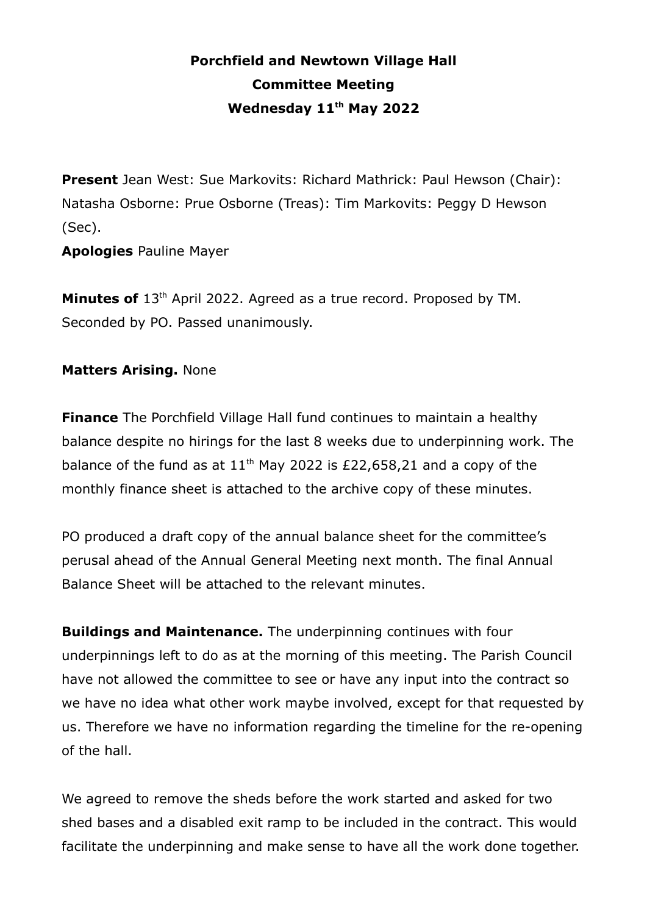# Porchfield and Newtown Village Hall
## Committee Meeting
## Wednesday 11th May 2022

**Present** Jean West: Sue Markovits: Richard Mathrick: Paul Hewson (Chair): Natasha Osborne: Prue Osborne (Treas): Tim Markovits: Peggy D Hewson (Sec).

**Apologies** Pauline Mayer

**Minutes of** 13th April 2022. Agreed as a true record. Proposed by TM. Seconded by PO. Passed unanimously.

**Matters Arising.** None

**Finance** The Porchfield Village Hall fund continues to maintain a healthy balance despite no hirings for the last 8 weeks due to underpinning work. The balance of the fund as at 11th May 2022 is £22,658,21 and a copy of the monthly finance sheet is attached to the archive copy of these minutes.

PO produced a draft copy of the annual balance sheet for the committee's perusal ahead of the Annual General Meeting next month. The final Annual Balance Sheet will be attached to the relevant minutes.

**Buildings and Maintenance.** The underpinning continues with four underpinnings left to do as at the morning of this meeting. The Parish Council have not allowed the committee to see or have any input into the contract so we have no idea what other work maybe involved, except for that requested by us. Therefore we have no information regarding the timeline for the re-opening of the hall.

We agreed to remove the sheds before the work started and asked for two shed bases and a disabled exit ramp to be included in the contract. This would facilitate the underpinning and make sense to have all the work done together.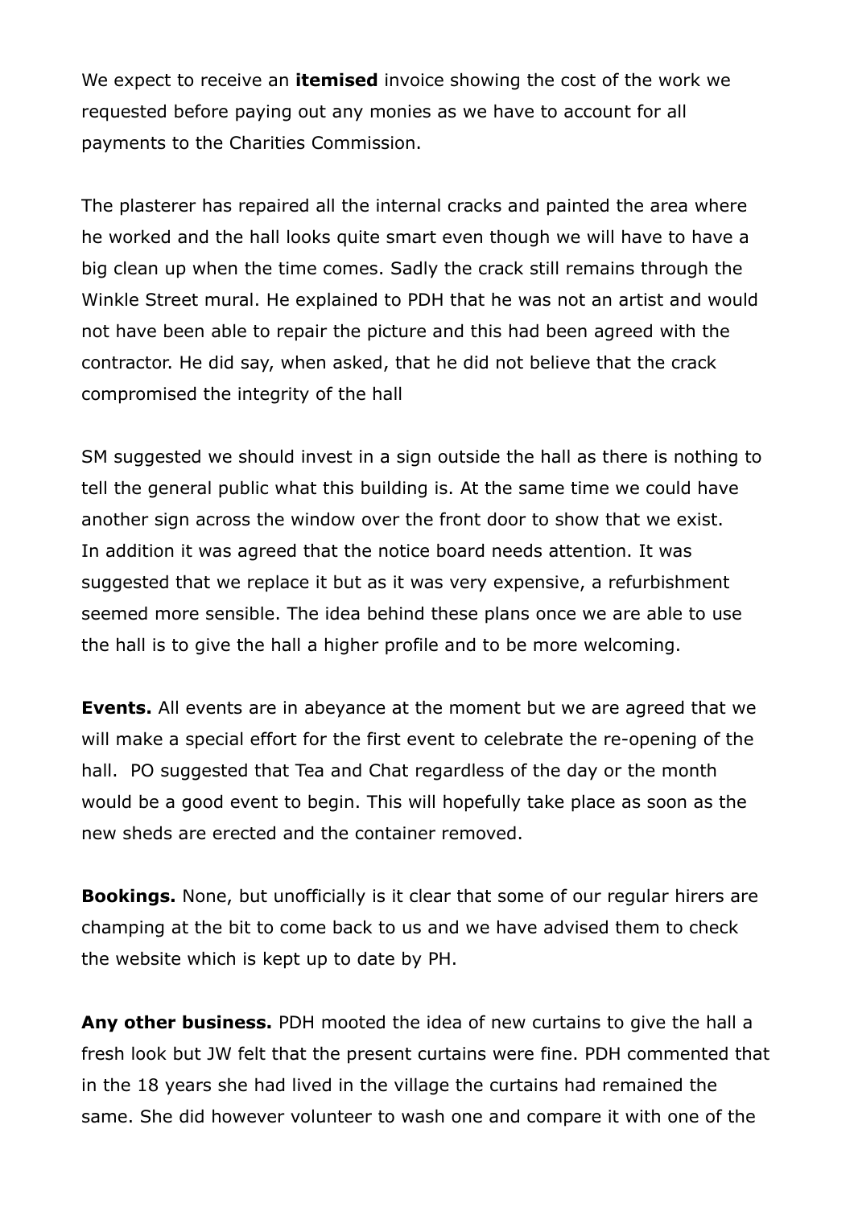We expect to receive an **itemised** invoice showing the cost of the work we requested before paying out any monies as we have to account for all payments to the Charities Commission.

The plasterer has repaired all the internal cracks and painted the area where he worked and the hall looks quite smart even though we will have to have a big clean up when the time comes. Sadly the crack still remains through the Winkle Street mural. He explained to PDH that he was not an artist and would not have been able to repair the picture and this had been agreed with the contractor. He did say, when asked, that he did not believe that the crack compromised the integrity of the hall

SM suggested we should invest in a sign outside the hall as there is nothing to tell the general public what this building is. At the same time we could have another sign across the window over the front door to show that we exist. In addition it was agreed that the notice board needs attention. It was suggested that we replace it but as it was very expensive, a refurbishment seemed more sensible. The idea behind these plans once we are able to use the hall is to give the hall a higher profile and to be more welcoming.

**Events.** All events are in abeyance at the moment but we are agreed that we will make a special effort for the first event to celebrate the re-opening of the hall. PO suggested that Tea and Chat regardless of the day or the month would be a good event to begin. This will hopefully take place as soon as the new sheds are erected and the container removed.

**Bookings.** None, but unofficially is it clear that some of our regular hirers are champing at the bit to come back to us and we have advised them to check the website which is kept up to date by PH.

**Any other business.** PDH mooted the idea of new curtains to give the hall a fresh look but JW felt that the present curtains were fine. PDH commented that in the 18 years she had lived in the village the curtains had remained the same. She did however volunteer to wash one and compare it with one of the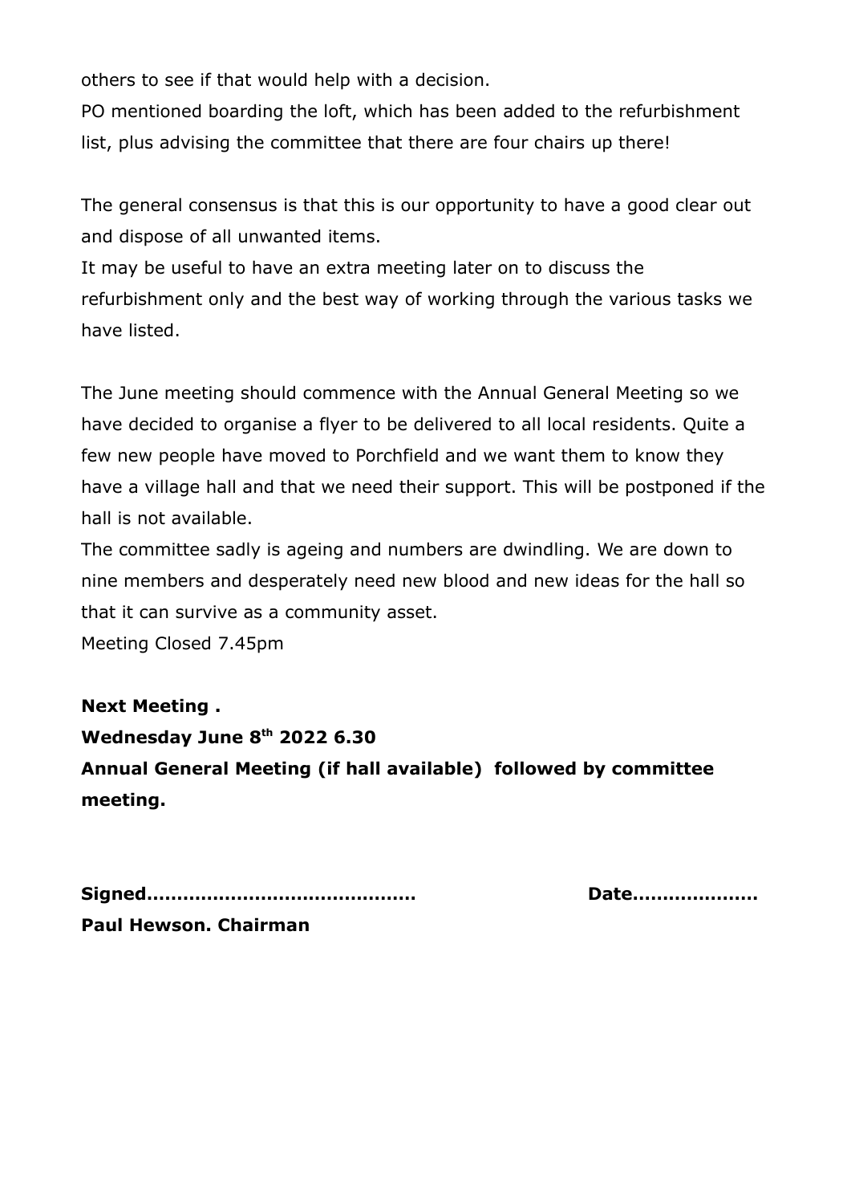others to see if that would help with a decision.
PO mentioned boarding the loft, which has been added to the refurbishment list, plus advising the committee that there are four chairs up there!

The general consensus is that this is our opportunity to have a good clear out and dispose of all unwanted items.
It may be useful to have an extra meeting later on to discuss the refurbishment only and the best way of working through the various tasks we have listed.

The June meeting should commence with the Annual General Meeting so we have decided to organise a flyer to be delivered to all local residents. Quite a few new people have moved to Porchfield and we want them to know they have a village hall and that we need their support. This will be postponed if the hall is not available.
The committee sadly is ageing and numbers are dwindling. We are down to nine members and desperately need new blood and new ideas for the hall so that it can survive as a community asset.
Meeting Closed 7.45pm

**Next Meeting .**
**Wednesday June 8th 2022 6.30**
**Annual General Meeting (if hall available) followed by committee meeting.**

**Signed…………………………………… Date…………………**
**Paul Hewson. Chairman**